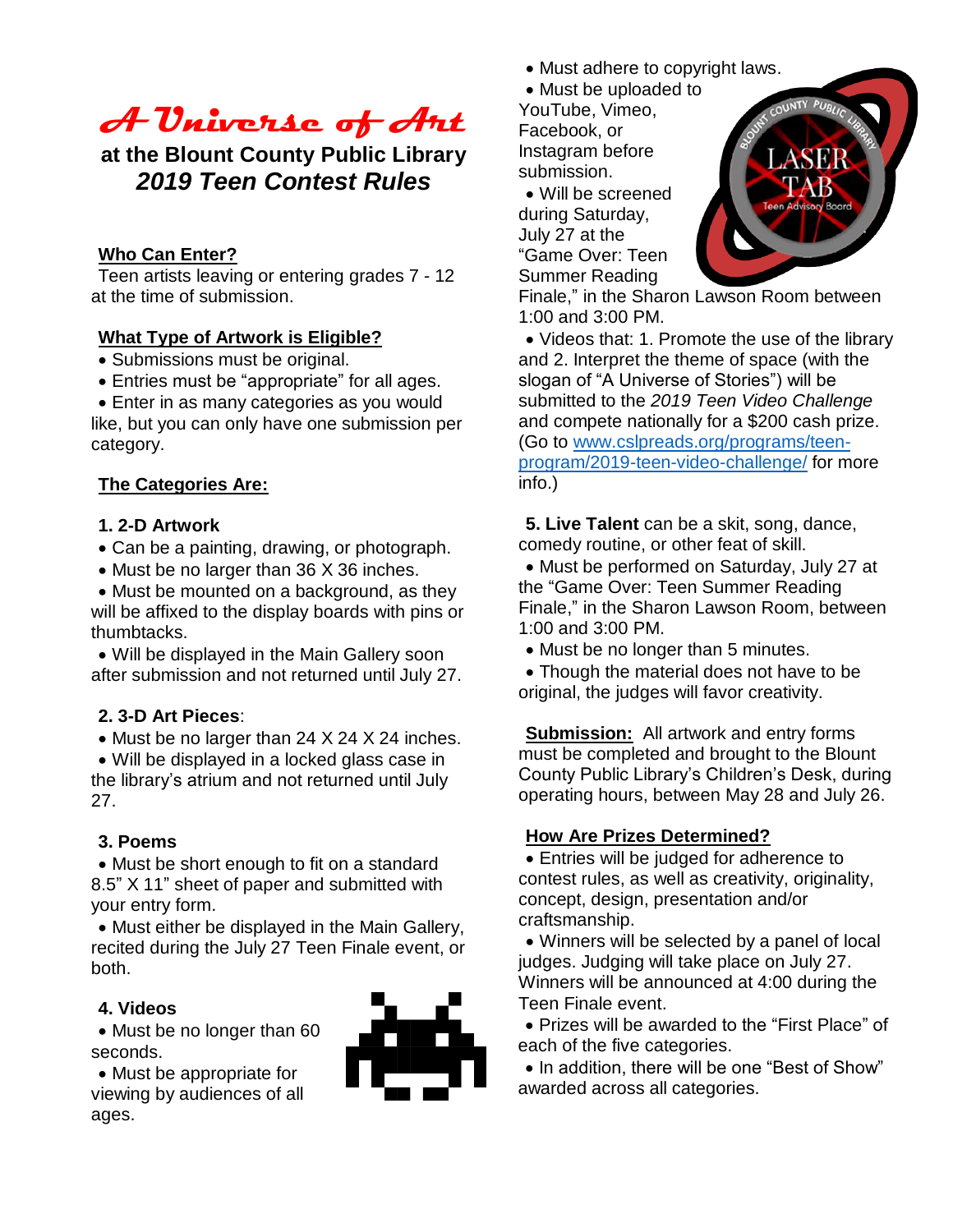# A Universe of Art

## at the Blount County Public Library
## *2019 Teen Contest Rules*

### Who Can Enter?

Teen artists leaving or entering grades 7 - 12 at the time of submission.

### What Type of Artwork is Eligible?

- Submissions must be original.
- Entries must be "appropriate" for all ages.
- Enter in as many categories as you would like, but you can only have one submission per category.

### The Categories Are:

**1. 2-D Artwork**

- Can be a painting, drawing, or photograph.
- Must be no larger than 36 X 36 inches.
- Must be mounted on a background, as they will be affixed to the display boards with pins or thumbtacks.
- Will be displayed in the Main Gallery soon after submission and not returned until July 27.

**2. 3-D Art Pieces**:

- Must be no larger than 24 X 24 X 24 inches.
- Will be displayed in a locked glass case in the library's atrium and not returned until July 27.

**3. Poems**

- Must be short enough to fit on a standard 8.5" X 11" sheet of paper and submitted with your entry form.
- Must either be displayed in the Main Gallery, recited during the July 27 Teen Finale event, or both.

**4. Videos**

- Must be no longer than 60 seconds.
- Must be appropriate for viewing by audiences of all ages.
- Must adhere to copyright laws.
- Must be uploaded to YouTube, Vimeo, Facebook, or Instagram before submission.
- Will be screened during Saturday, July 27 at the "Game Over: Teen Summer Reading Finale," in the Sharon Lawson Room between 1:00 and 3:00 PM.
- Videos that: 1. Promote the use of the library and 2. Interpret the theme of space (with the slogan of "A Universe of Stories") will be submitted to the *2019 Teen Video Challenge* and compete nationally for a $200 cash prize. (Go to www.cslpreads.org/programs/teen-program/2019-teen-video-challenge/ for more info.)

**5. Live Talent** can be a skit, song, dance, comedy routine, or other feat of skill.

- Must be performed on Saturday, July 27 at the "Game Over: Teen Summer Reading Finale," in the Sharon Lawson Room, between 1:00 and 3:00 PM.
- Must be no longer than 5 minutes.
- Though the material does not have to be original, the judges will favor creativity.

**Submission:** All artwork and entry forms must be completed and brought to the Blount County Public Library's Children's Desk, during operating hours, between May 28 and July 26.

### How Are Prizes Determined?

- Entries will be judged for adherence to contest rules, as well as creativity, originality, concept, design, presentation and/or craftsmanship.
- Winners will be selected by a panel of local judges. Judging will take place on July 27. Winners will be announced at 4:00 during the Teen Finale event.
- Prizes will be awarded to the "First Place" of each of the five categories.
- In addition, there will be one "Best of Show" awarded across all categories.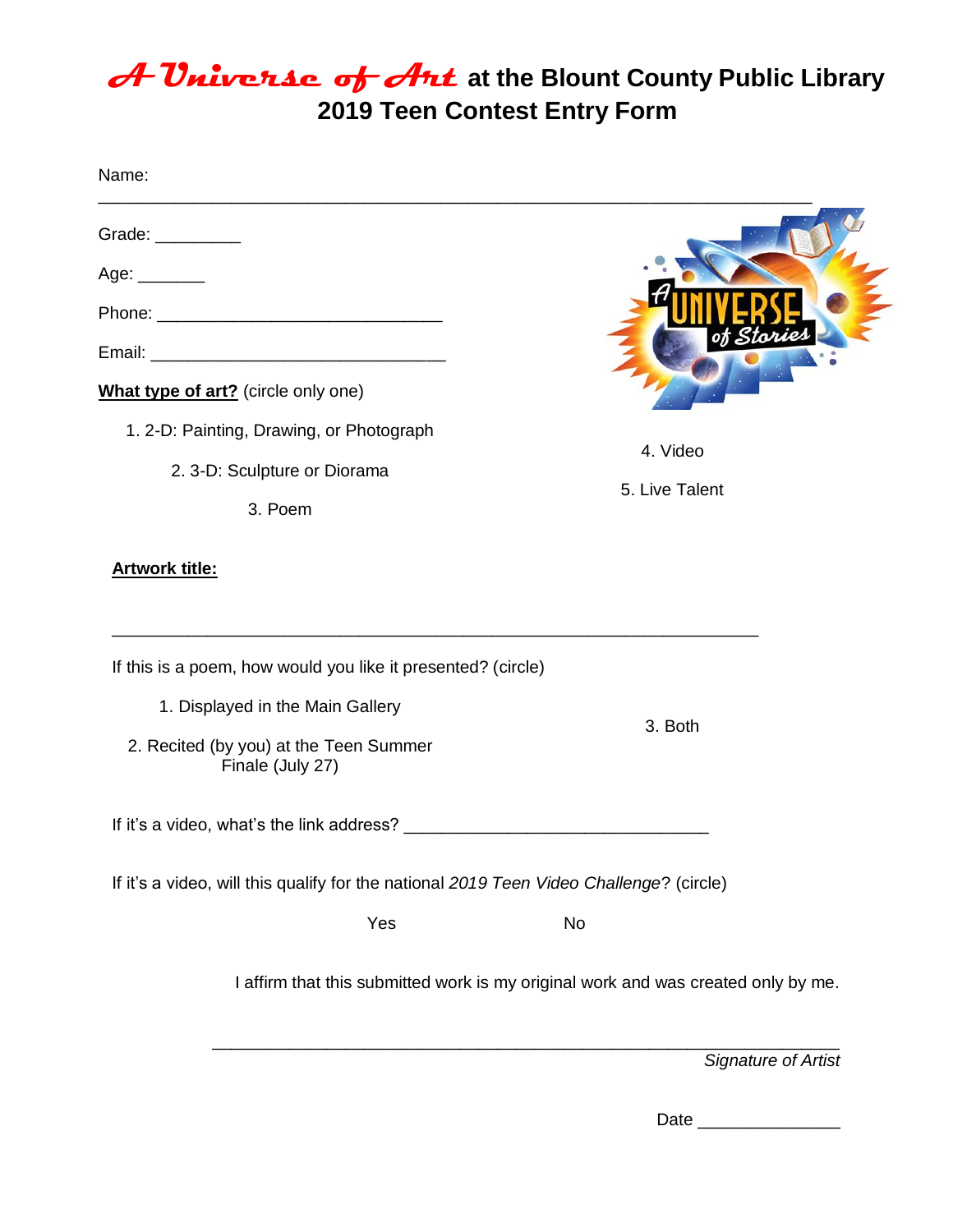# *A Universe of Art* at the Blount County Public Library
## 2019 Teen Contest Entry Form

Name: ___________________________________________________________________

Grade: _________

Age: _______

Phone: ______________________________

Email: _______________________________

**What type of art?** (circle only one)

1. 2-D: Painting, Drawing, or Photograph
2. 3-D: Sculpture or Diorama
3. Poem
4. Video
5. Live Talent

**Artwork title:**

____________________________________________________________________

If this is a poem, how would you like it presented? (circle)

1. Displayed in the Main Gallery
2. Recited (by you) at the Teen Summer Finale (July 27)
3. Both

If it's a video, what's the link address? ________________________________

If it's a video, will this qualify for the national *2019 Teen Video Challenge*? (circle)

Yes          No

I affirm that this submitted work is my original work and was created only by me.

__________________________________________________________________
*Signature of Artist*

Date _______________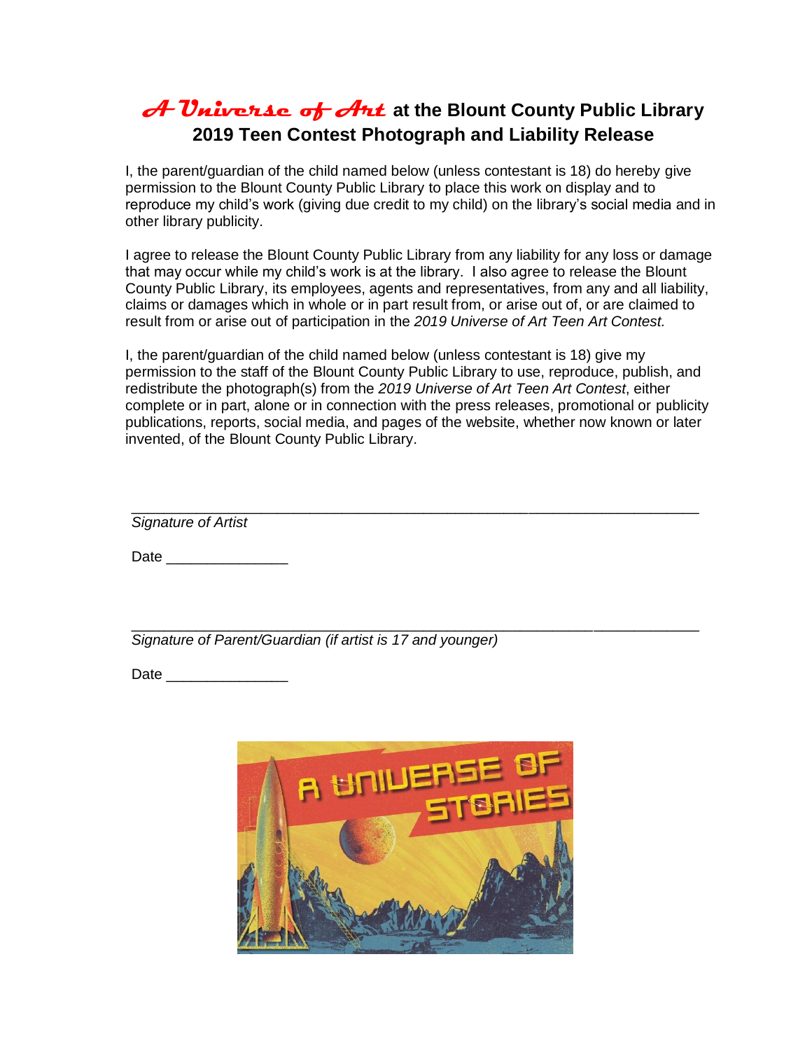# *A Universe of Art* at the Blount County Public Library
## 2019 Teen Contest Photograph and Liability Release

I, the parent/guardian of the child named below (unless contestant is 18) do hereby give permission to the Blount County Public Library to place this work on display and to reproduce my child's work (giving due credit to my child) on the library's social media and in other library publicity.

I agree to release the Blount County Public Library from any liability for any loss or damage that may occur while my child's work is at the library. I also agree to release the Blount County Public Library, its employees, agents and representatives, from any and all liability, claims or damages which in whole or in part result from, or arise out of, or are claimed to result from or arise out of participation in the *2019 Universe of Art Teen Art Contest.*

I, the parent/guardian of the child named below (unless contestant is 18) give my permission to the staff of the Blount County Public Library to use, reproduce, publish, and redistribute the photograph(s) from the *2019 Universe of Art Teen Art Contest*, either complete or in part, alone or in connection with the press releases, promotional or publicity publications, reports, social media, and pages of the website, whether now known or later invented, of the Blount County Public Library.

_______________________________________________________________

*Signature of Artist*

Date _______________

_______________________________________________________________

*Signature of Parent/Guardian (if artist is 17 and younger)*

Date _______________